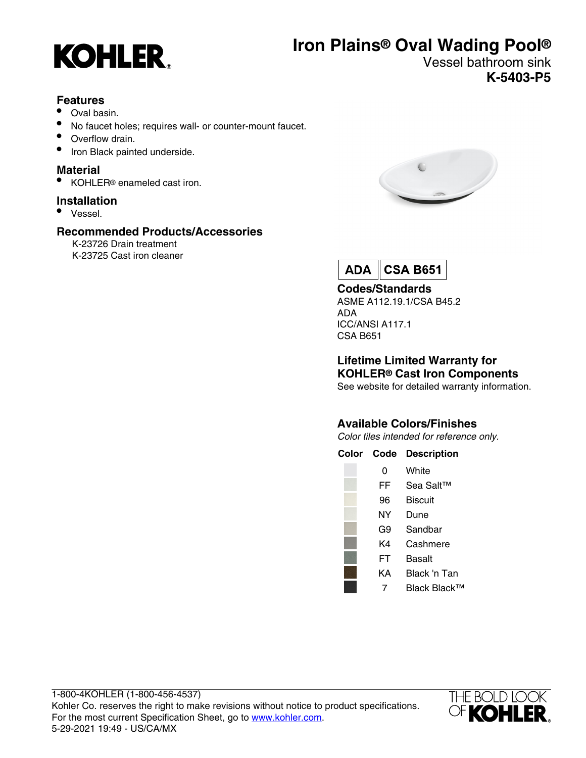# Iron Plains® Oval Wading Pool®

Vessel bathroom sink

**K-5403-P5**

## Features

- Oval basin.
- No faucet holes; requires wall- or counter-mount faucet.
- Overflow drain.
- Iron Black painted underside.

## Material

- KOHLER® enameled cast iron.

## Installation

- Vessel.

## Recommended Products/Accessories

K-23726 Drain treatment
K-23725 Cast iron cleaner

**ADA** | **CSA B651**

## Codes/Standards

ASME A112.19.1/CSA B45.2
ADA
ICC/ANSI A117.1
CSA B651

## Lifetime Limited Warranty for KOHLER® Cast Iron Components

See website for detailed warranty information.

## Available Colors/Finishes

*Color tiles intended for reference only.*

| Color | Code | Description |
|---|---|---|
| | 0 | White |
| | FF | Sea Salt™ |
| | 96 | Biscuit |
| | NY | Dune |
| | G9 | Sandbar |
| | K4 | Cashmere |
| | FT | Basalt |
| | KA | Black 'n Tan |
| | 7 | Black Black™ |

1-800-4KOHLER (1-800-456-4537)
Kohler Co. reserves the right to make revisions without notice to product specifications.
For the most current Specification Sheet, go to www.kohler.com.
5-29-2021 19:49 - US/CA/MX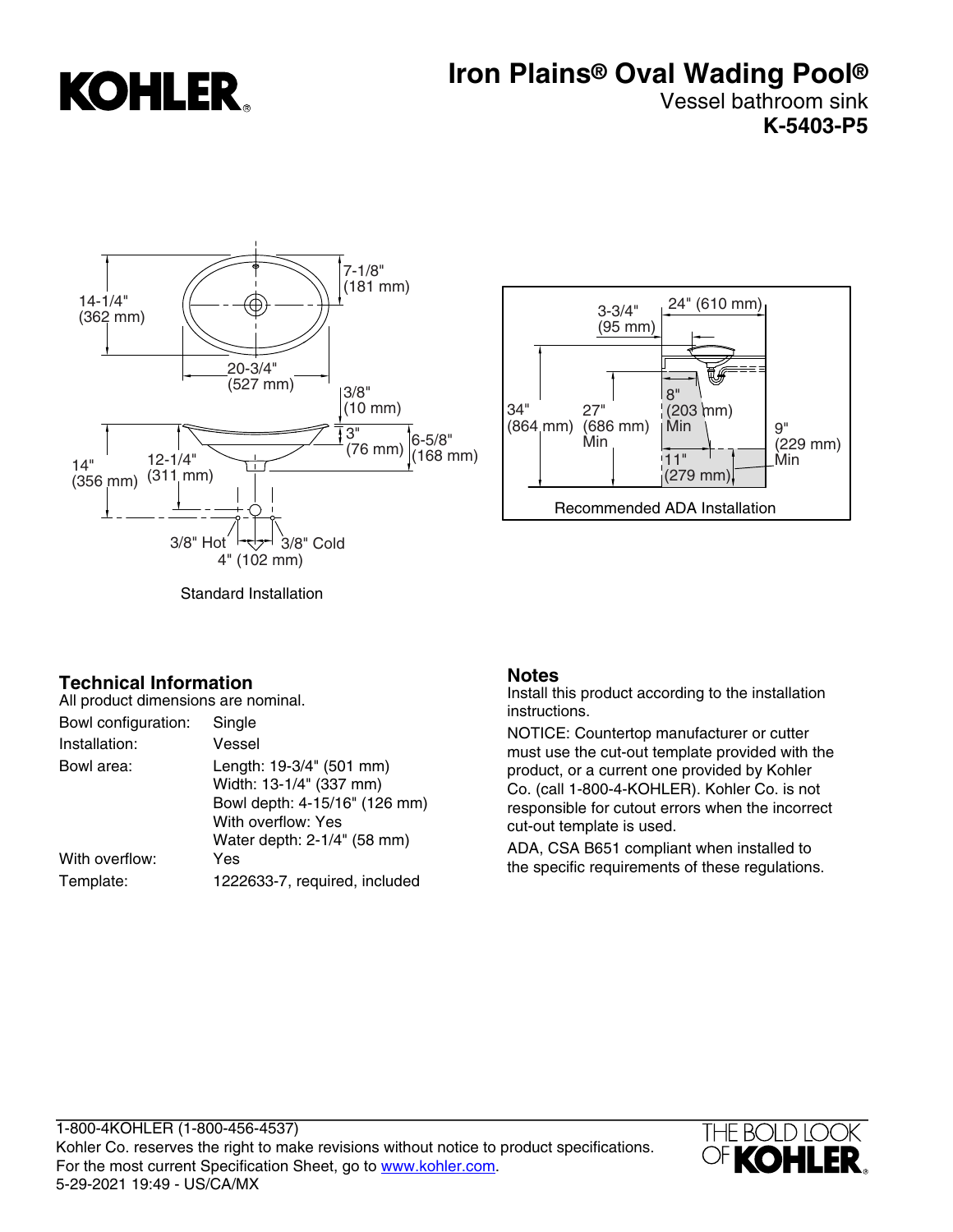# Iron Plains® Oval Wading Pool®

Vessel bathroom sink

**K-5403-P5**

14-1/4"
(362 mm)

7-1/8"
(181 mm)

20-3/4"
(527 mm)

3/8"
(10 mm)

3"
(76 mm)

6-5/8"
(168 mm)

14"
(356 mm)

12-1/4"
(311 mm)

3/8" Hot

3/8" Cold

4" (102 mm)

Standard Installation

3-3/4"
(95 mm)

24" (610 mm)

34"
(864 mm)

27"
(686 mm)
Min

8"
(203 mm)
Min

9"
(229 mm)
Min

11"
(279 mm)

Recommended ADA Installation

## Technical Information

All product dimensions are nominal.

| | |
|---|---|
| Bowl configuration: | Single |
| Installation: | Vessel |
| Bowl area: | Length: 19-3/4" (501 mm)<br>Width: 13-1/4" (337 mm)<br>Bowl depth: 4-15/16" (126 mm)<br>With overflow: Yes<br>Water depth: 2-1/4" (58 mm) |
| With overflow: | Yes |
| Template: | 1222633-7, required, included |

## Notes

Install this product according to the installation instructions.

NOTICE: Countertop manufacturer or cutter must use the cut-out template provided with the product, or a current one provided by Kohler Co. (call 1-800-4-KOHLER). Kohler Co. is not responsible for cutout errors when the incorrect cut-out template is used.

ADA, CSA B651 compliant when installed to the specific requirements of these regulations.

1-800-4KOHLER (1-800-456-4537)
Kohler Co. reserves the right to make revisions without notice to product specifications.
For the most current Specification Sheet, go to www.kohler.com.
5-29-2021 19:49 - US/CA/MX